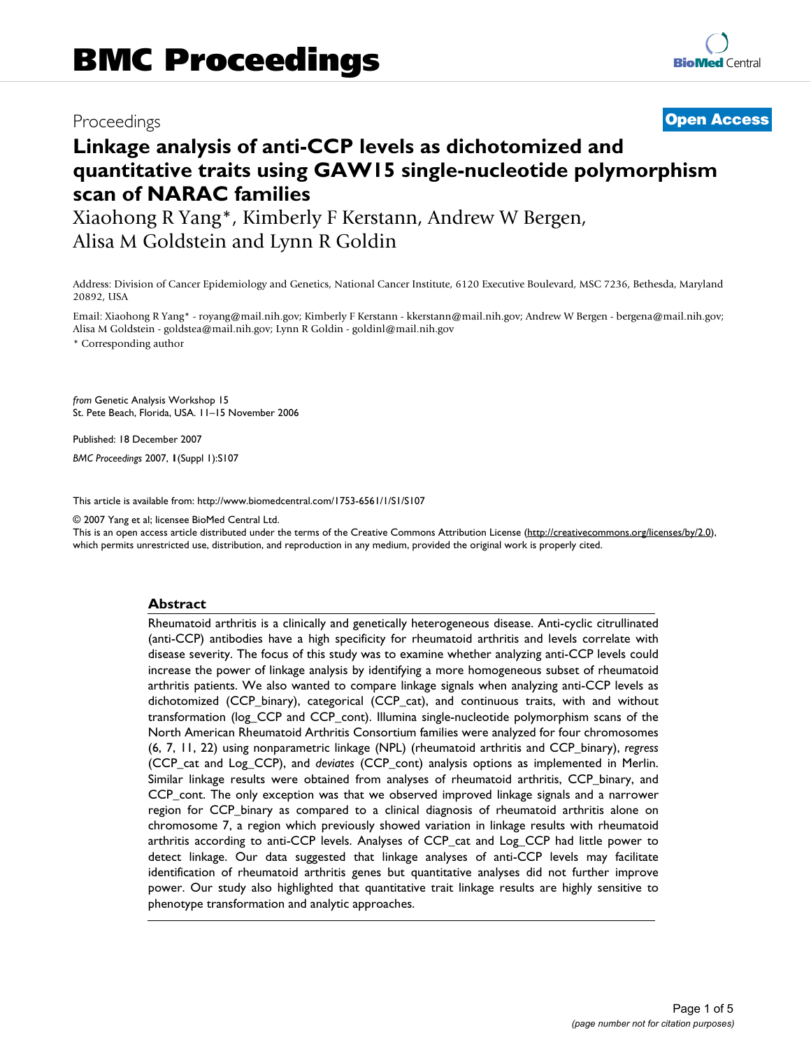# BMC Proceedings

Proceedings

**Open Access**

# Linkage analysis of anti-CCP levels as dichotomized and quantitative traits using GAW15 single-nucleotide polymorphism scan of NARAC families

Xiaohong R Yang*, Kimberly F Kerstann, Andrew W Bergen, Alisa M Goldstein and Lynn R Goldin

Address: Division of Cancer Epidemiology and Genetics, National Cancer Institute, 6120 Executive Boulevard, MSC 7236, Bethesda, Maryland 20892, USA

Email: Xiaohong R Yang* - royang@mail.nih.gov; Kimberly F Kerstann - kkerstann@mail.nih.gov; Andrew W Bergen - bergena@mail.nih.gov; Alisa M Goldstein - goldstea@mail.nih.gov; Lynn R Goldin - goldinl@mail.nih.gov

* Corresponding author

*from* Genetic Analysis Workshop 15
St. Pete Beach, Florida, USA. 11–15 November 2006

Published: 18 December 2007

*BMC Proceedings* 2007, **1**(Suppl 1):S107

This article is available from: http://www.biomedcentral.com/1753-6561/1/S1/S107

© 2007 Yang et al; licensee BioMed Central Ltd.
This is an open access article distributed under the terms of the Creative Commons Attribution License (http://creativecommons.org/licenses/by/2.0), which permits unrestricted use, distribution, and reproduction in any medium, provided the original work is properly cited.

## Abstract

Rheumatoid arthritis is a clinically and genetically heterogeneous disease. Anti-cyclic citrullinated (anti-CCP) antibodies have a high specificity for rheumatoid arthritis and levels correlate with disease severity. The focus of this study was to examine whether analyzing anti-CCP levels could increase the power of linkage analysis by identifying a more homogeneous subset of rheumatoid arthritis patients. We also wanted to compare linkage signals when analyzing anti-CCP levels as dichotomized (CCP_binary), categorical (CCP_cat), and continuous traits, with and without transformation (log_CCP and CCP_cont). Illumina single-nucleotide polymorphism scans of the North American Rheumatoid Arthritis Consortium families were analyzed for four chromosomes (6, 7, 11, 22) using nonparametric linkage (NPL) (rheumatoid arthritis and CCP_binary), *regress* (CCP_cat and Log_CCP), and *deviates* (CCP_cont) analysis options as implemented in Merlin. Similar linkage results were obtained from analyses of rheumatoid arthritis, CCP_binary, and CCP_cont. The only exception was that we observed improved linkage signals and a narrower region for CCP_binary as compared to a clinical diagnosis of rheumatoid arthritis alone on chromosome 7, a region which previously showed variation in linkage results with rheumatoid arthritis according to anti-CCP levels. Analyses of CCP_cat and Log_CCP had little power to detect linkage. Our data suggested that linkage analyses of anti-CCP levels may facilitate identification of rheumatoid arthritis genes but quantitative analyses did not further improve power. Our study also highlighted that quantitative trait linkage results are highly sensitive to phenotype transformation and analytic approaches.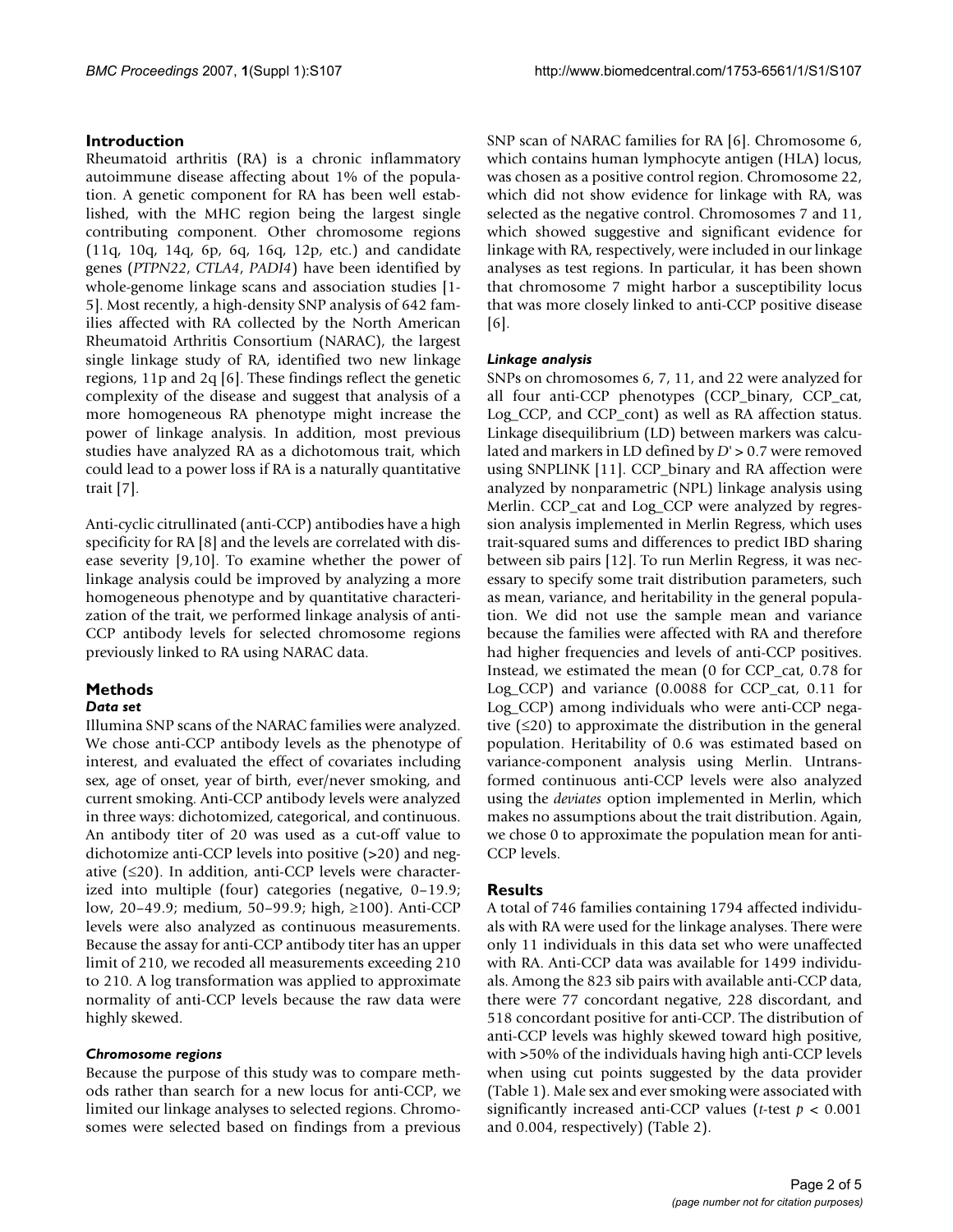## Introduction

Rheumatoid arthritis (RA) is a chronic inflammatory autoimmune disease affecting about 1% of the population. A genetic component for RA has been well established, with the MHC region being the largest single contributing component. Other chromosome regions (11q, 10q, 14q, 6p, 6q, 16q, 12p, etc.) and candidate genes (*PTPN22*, *CTLA4*, *PADI4*) have been identified by whole-genome linkage scans and association studies [1-5]. Most recently, a high-density SNP analysis of 642 families affected with RA collected by the North American Rheumatoid Arthritis Consortium (NARAC), the largest single linkage study of RA, identified two new linkage regions, 11p and 2q [6]. These findings reflect the genetic complexity of the disease and suggest that analysis of a more homogeneous RA phenotype might increase the power of linkage analysis. In addition, most previous studies have analyzed RA as a dichotomous trait, which could lead to a power loss if RA is a naturally quantitative trait [7].

Anti-cyclic citrullinated (anti-CCP) antibodies have a high specificity for RA [8] and the levels are correlated with disease severity [9,10]. To examine whether the power of linkage analysis could be improved by analyzing a more homogeneous phenotype and by quantitative characterization of the trait, we performed linkage analysis of anti-CCP antibody levels for selected chromosome regions previously linked to RA using NARAC data.

## Methods

### *Data set*

Illumina SNP scans of the NARAC families were analyzed. We chose anti-CCP antibody levels as the phenotype of interest, and evaluated the effect of covariates including sex, age of onset, year of birth, ever/never smoking, and current smoking. Anti-CCP antibody levels were analyzed in three ways: dichotomized, categorical, and continuous. An antibody titer of 20 was used as a cut-off value to dichotomize anti-CCP levels into positive (>20) and negative (≤20). In addition, anti-CCP levels were characterized into multiple (four) categories (negative, 0–19.9; low, 20–49.9; medium, 50–99.9; high, ≥100). Anti-CCP levels were also analyzed as continuous measurements. Because the assay for anti-CCP antibody titer has an upper limit of 210, we recoded all measurements exceeding 210 to 210. A log transformation was applied to approximate normality of anti-CCP levels because the raw data were highly skewed.

### *Chromosome regions*

Because the purpose of this study was to compare methods rather than search for a new locus for anti-CCP, we limited our linkage analyses to selected regions. Chromosomes were selected based on findings from a previous SNP scan of NARAC families for RA [6]. Chromosome 6, which contains human lymphocyte antigen (HLA) locus, was chosen as a positive control region. Chromosome 22, which did not show evidence for linkage with RA, was selected as the negative control. Chromosomes 7 and 11, which showed suggestive and significant evidence for linkage with RA, respectively, were included in our linkage analyses as test regions. In particular, it has been shown that chromosome 7 might harbor a susceptibility locus that was more closely linked to anti-CCP positive disease [6].

### *Linkage analysis*

SNPs on chromosomes 6, 7, 11, and 22 were analyzed for all four anti-CCP phenotypes (CCP_binary, CCP_cat, Log_CCP, and CCP_cont) as well as RA affection status. Linkage disequilibrium (LD) between markers was calculated and markers in LD defined by $D' > 0.7$ were removed using SNPLINK [11]. CCP_binary and RA affection were analyzed by nonparametric (NPL) linkage analysis using Merlin. CCP_cat and Log_CCP were analyzed by regression analysis implemented in Merlin Regress, which uses trait-squared sums and differences to predict IBD sharing between sib pairs [12]. To run Merlin Regress, it was necessary to specify some trait distribution parameters, such as mean, variance, and heritability in the general population. We did not use the sample mean and variance because the families were affected with RA and therefore had higher frequencies and levels of anti-CCP positives. Instead, we estimated the mean (0 for CCP_cat, 0.78 for Log_CCP) and variance (0.0088 for CCP_cat, 0.11 for Log_CCP) among individuals who were anti-CCP negative (≤20) to approximate the distribution in the general population. Heritability of 0.6 was estimated based on variance-component analysis using Merlin. Untransformed continuous anti-CCP levels were also analyzed using the *deviates* option implemented in Merlin, which makes no assumptions about the trait distribution. Again, we chose 0 to approximate the population mean for anti-CCP levels.

## Results

A total of 746 families containing 1794 affected individuals with RA were used for the linkage analyses. There were only 11 individuals in this data set who were unaffected with RA. Anti-CCP data was available for 1499 individuals. Among the 823 sib pairs with available anti-CCP data, there were 77 concordant negative, 228 discordant, and 518 concordant positive for anti-CCP. The distribution of anti-CCP levels was highly skewed toward high positive, with >50% of the individuals having high anti-CCP levels when using cut points suggested by the data provider (Table 1). Male sex and ever smoking were associated with significantly increased anti-CCP values ($t$-test $p < 0.001$ and 0.004, respectively) (Table 2).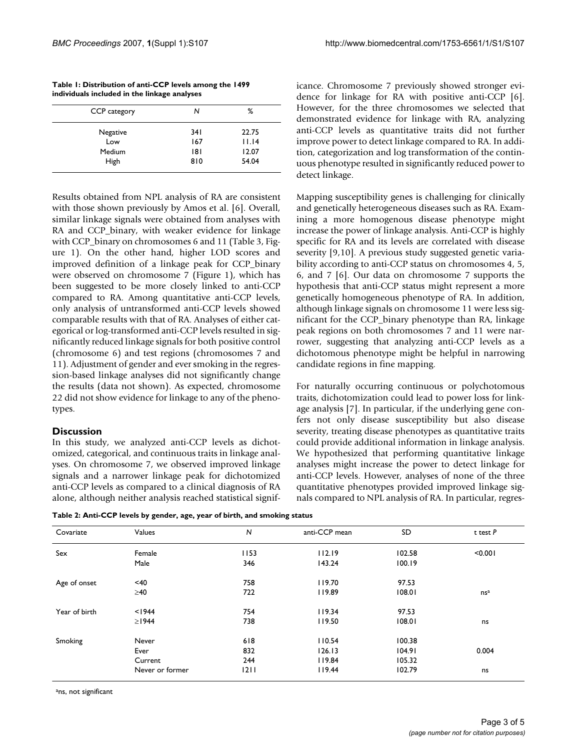**Table 1: Distribution of anti-CCP levels among the 1499 individuals included in the linkage analyses**

| CCP category | N | % |
|---|---|---|
| Negative | 341 | 22.75 |
| Low | 167 | 11.14 |
| Medium | 181 | 12.07 |
| High | 810 | 54.04 |

Results obtained from NPL analysis of RA are consistent with those shown previously by Amos et al. [6]. Overall, similar linkage signals were obtained from analyses with RA and CCP_binary, with weaker evidence for linkage with CCP_binary on chromosomes 6 and 11 (Table 3, Figure 1). On the other hand, higher LOD scores and improved definition of a linkage peak for CCP_binary were observed on chromosome 7 (Figure 1), which has been suggested to be more closely linked to anti-CCP compared to RA. Among quantitative anti-CCP levels, only analysis of untransformed anti-CCP levels showed comparable results with that of RA. Analyses of either categorical or log-transformed anti-CCP levels resulted in significantly reduced linkage signals for both positive control (chromosome 6) and test regions (chromosomes 7 and 11). Adjustment of gender and ever smoking in the regression-based linkage analyses did not significantly change the results (data not shown). As expected, chromosome 22 did not show evidence for linkage to any of the phenotypes.

## Discussion

In this study, we analyzed anti-CCP levels as dichotomized, categorical, and continuous traits in linkage analyses. On chromosome 7, we observed improved linkage signals and a narrower linkage peak for dichotomized anti-CCP levels as compared to a clinical diagnosis of RA alone, although neither analysis reached statistical significance. Chromosome 7 previously showed stronger evidence for linkage for RA with positive anti-CCP [6]. However, for the three chromosomes we selected that demonstrated evidence for linkage with RA, analyzing anti-CCP levels as quantitative traits did not further improve power to detect linkage compared to RA. In addition, categorization and log transformation of the continuous phenotype resulted in significantly reduced power to detect linkage.

Mapping susceptibility genes is challenging for clinically and genetically heterogeneous diseases such as RA. Examining a more homogenous disease phenotype might increase the power of linkage analysis. Anti-CCP is highly specific for RA and its levels are correlated with disease severity [9,10]. A previous study suggested genetic variability according to anti-CCP status on chromosomes 4, 5, 6, and 7 [6]. Our data on chromosome 7 supports the hypothesis that anti-CCP status might represent a more genetically homogeneous phenotype of RA. In addition, although linkage signals on chromosome 11 were less significant for the CCP_binary phenotype than RA, linkage peak regions on both chromosomes 7 and 11 were narrower, suggesting that analyzing anti-CCP levels as a dichotomous phenotype might be helpful in narrowing candidate regions in fine mapping.

For naturally occurring continuous or polychotomous traits, dichotomization could lead to power loss for linkage analysis [7]. In particular, if the underlying gene confers not only disease susceptibility but also disease severity, treating disease phenotypes as quantitative traits could provide additional information in linkage analysis. We hypothesized that performing quantitative linkage analyses might increase the power to detect linkage for anti-CCP levels. However, analyses of none of the three quantitative phenotypes provided improved linkage signals compared to NPL analysis of RA. In particular, regres-

**Table 2: Anti-CCP levels by gender, age, year of birth, and smoking status**

| Covariate | Values | N | anti-CCP mean | SD | t test *P* |
|---|---|---|---|---|---|
| Sex | Female | 1153 | 112.19 | 102.58 | <0.001 |
| | Male | 346 | 143.24 | 100.19 | |
| Age of onset | <40 | 758 | 119.70 | 97.53 | |
| | ≥40 | 722 | 119.89 | 108.01 | ns[a] |
| Year of birth | <1944 | 754 | 119.34 | 97.53 | |
| | ≥1944 | 738 | 119.50 | 108.01 | ns |
| Smoking | Never | 618 | 110.54 | 100.38 | |
| | Ever | 832 | 126.13 | 104.91 | 0.004 |
| | Current | 244 | 119.84 | 105.32 | |
| | Never or former | 1211 | 119.44 | 102.79 | ns |

[a]ns, not significant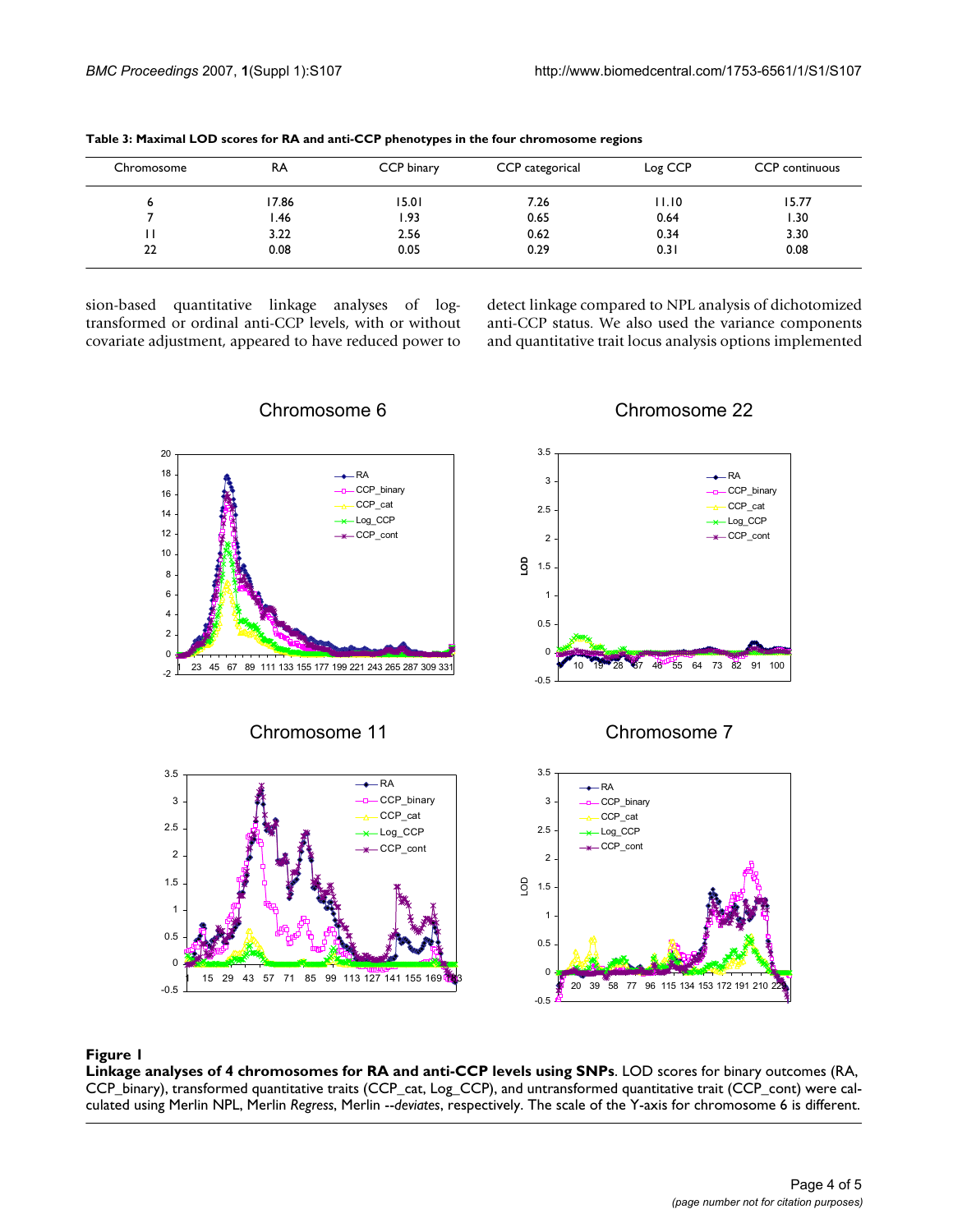**Table 3: Maximal LOD scores for RA and anti-CCP phenotypes in the four chromosome regions**

| Chromosome | RA | CCP binary | CCP categorical | Log CCP | CCP continuous |
|---|---|---|---|---|---|
| 6 | 17.86 | 15.01 | 7.26 | 11.10 | 15.77 |
| 7 | 1.46 | 1.93 | 0.65 | 0.64 | 1.30 |
| 11 | 3.22 | 2.56 | 0.62 | 0.34 | 3.30 |
| 22 | 0.08 | 0.05 | 0.29 | 0.31 | 0.08 |

sion-based quantitative linkage analyses of log-transformed or ordinal anti-CCP levels, with or without covariate adjustment, appeared to have reduced power to detect linkage compared to NPL analysis of dichotomized anti-CCP status. We also used the variance components and quantitative trait locus analysis options implemented

**Figure 1**

**Linkage analyses of 4 chromosomes for RA and anti-CCP levels using SNPs**. LOD scores for binary outcomes (RA, CCP_binary), transformed quantitative traits (CCP_cat, Log_CCP), and untransformed quantitative trait (CCP_cont) were calculated using Merlin NPL, Merlin *Regress*, Merlin --*deviates*, respectively. The scale of the Y-axis for chromosome 6 is different.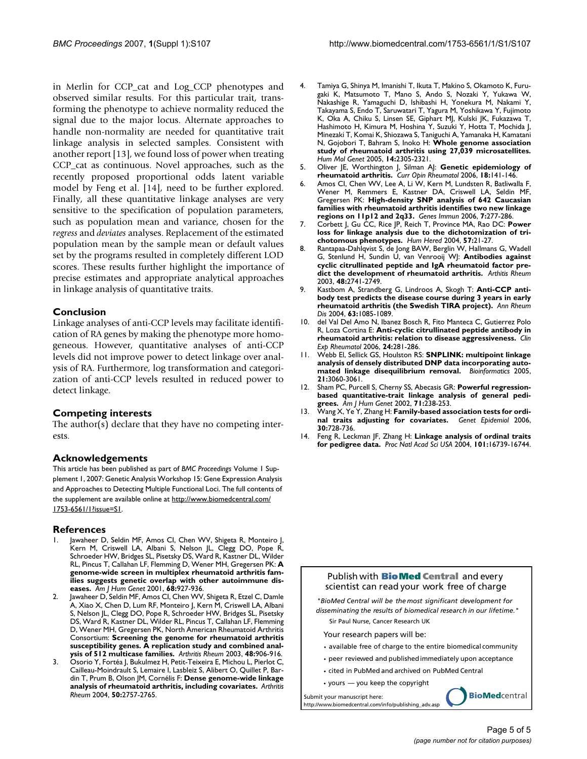in Merlin for CCP_cat and Log_CCP phenotypes and observed similar results. For this particular trait, transforming the phenotype to achieve normality reduced the signal due to the major locus. Alternate approaches to handle non-normality are needed for quantitative trait linkage analysis in selected samples. Consistent with another report [13], we found loss of power when treating CCP_cat as continuous. Novel approaches, such as the recently proposed proportional odds latent variable model by Feng et al. [14], need to be further explored. Finally, all these quantitative linkage analyses are very sensitive to the specification of population parameters, such as population mean and variance, chosen for the *regress* and *deviates* analyses. Replacement of the estimated population mean by the sample mean or default values set by the programs resulted in completely different LOD scores. These results further highlight the importance of precise estimates and appropriate analytical approaches in linkage analysis of quantitative traits.

## Conclusion

Linkage analyses of anti-CCP levels may facilitate identification of RA genes by making the phenotype more homogeneous. However, quantitative analyses of anti-CCP levels did not improve power to detect linkage over analysis of RA. Furthermore, log transformation and categorization of anti-CCP levels resulted in reduced power to detect linkage.

## Competing interests

The author(s) declare that they have no competing interests.

## Acknowledgements

This article has been published as part of *BMC Proceedings* Volume 1 Supplement 1, 2007: Genetic Analysis Workshop 15: Gene Expression Analysis and Approaches to Detecting Multiple Functional Loci. The full contents of the supplement are available online at http://www.biomedcentral.com/1753-6561/1?issue=S1.

## References

1. Jawaheer D, Seldin MF, Amos CI, Chen WV, Shigeta R, Monteiro J, Kern M, Criswell LA, Albani S, Nelson JL, Clegg DO, Pope R, Schroeder HW, Bridges SL, Pisetsky DS, Ward R, Kastner DL, Wilder RL, Pincus T, Callahan LF, Flemming D, Wener MH, Gregersen PK: **A genome-wide screen in multiplex rheumatoid arthritis families suggests genetic overlap with other autoimmune diseases.** *Am J Hum Genet* 2001, **68:**927-936.
2. Jawaheer D, Seldin MF, Amos CI, Chen WV, Shigeta R, Etzel C, Damle A, Xiao X, Chen D, Lum RF, Monteiro J, Kern M, Criswell LA, Albani S, Nelson JL, Clegg DO, Pope R, Schroeder HW, Bridges SL, Pisetsky DS, Ward R, Kastner DL, Wilder RL, Pincus T, Callahan LF, Flemming D, Wener MH, Gregersen PK, North American Rheumatoid Arthritis Consortium: **Screening the genome for rheumatoid arthritis susceptibility genes. A replication study and combined analysis of 512 multicase families.** *Arthritis Rheum* 2003, **48:**906-916.
3. Osorio Y, Fortéa J, Bukulmez H, Petit-Teixeira E, Michou L, Pierlot C, Cailleau-Moindrault S, Lemaire I, Lasbleiz S, Alibert O, Quillet P, Bardin T, Prum B, Olson JM, Cornélis F: **Dense genome-wide linkage analysis of rheumatoid arthritis, including covariates.** *Arthritis Rheum* 2004, **50:**2757-2765.
4. Tamiya G, Shinya M, Imanishi T, Ikuta T, Makino S, Okamoto K, Furugaki K, Matsumoto T, Mano S, Ando S, Nozaki Y, Yukawa W, Nakashige R, Yamaguchi D, Ishibashi H, Yonekura M, Nakami Y, Takayama S, Endo T, Saruwatari T, Yagura M, Yoshikawa Y, Fujimoto K, Oka A, Chiku S, Linsen SE, Giphart MJ, Kulski JK, Fukazawa T, Hashimoto H, Kimura M, Hoshina Y, Suzuki Y, Hotta T, Mochida J, Minezaki T, Komai K, Shiozawa S, Taniguchi A, Yamanaka H, Kamatani N, Gojobori T, Bahram S, Inoko H: **Whole genome association study of rheumatoid arthritis using 27,039 microsatellites.** *Hum Mol Genet* 2005, **14:**2305-2321.
5. Oliver JE, Worthington J, Silman AJ: **Genetic epidemiology of rheumatoid arthritis.** *Curr Opin Rheumatol* 2006, **18:**141-146.
6. Amos CI, Chen WV, Lee A, Li W, Kern M, Lundsten R, Batliwalla F, Wener M, Remmers E, Kastner DA, Criswell LA, Seldin MF, Gregersen PK: **High-density SNP analysis of 642 Caucasian families with rheumatoid arthritis identifies two new linkage regions on 11p12 and 2q33.** *Genes Immun* 2006, **7:**277-286.
7. Corbett J, Gu CC, Rice JP, Reich T, Province MA, Rao DC: **Power loss for linkage analysis due to the dichotomization of trichotomous phenotypes.** *Hum Hered* 2004, **57:**21-27.
8. Rantapaa-Dahlqvist S, de Jong BAW, Berglin W, Hallmans G, Wadell G, Stenlund H, Sundin U, van Venrooij WJ: **Antibodies against cyclic citrullinated peptide and IgA rheumatoid factor predict the development of rheumatoid arthritis.** *Arthitis Rheum* 2003, **48:**2741-2749.
9. Kastbom A, Strandberg G, Lindroos A, Skogh T: **Anti-CCP antibody test predicts the disease course during 3 years in early rheumatoid arthritis (the Swedish TIRA project).** *Ann Rheum Dis* 2004, **63:**1085-1089.
10. del Val Del Amo N, Ibanez Bosch R, Fito Manteca C, Gutierrez Polo R, Loza Cortina E: **Anti-cyclic citrullinated peptide antibody in rheumatoid arthritis: relation to disease aggressiveness.** *Clin Exp Rheumatol* 2006, **24:**281-286.
11. Webb EI, Sellick GS, Houlston RS: **SNPLINK: multipoint linkage analysis of densely distributed DNP data incorporating automated linkage disequilibrium removal.** *Bioinformatics* 2005, **21:**3060-3061.
12. Sham PC, Purcell S, Cherny SS, Abecasis GR: **Powerful regression-based quantitative-trait linkage analysis of general pedigrees.** *Am J Hum Genet* 2002, **71:**238-253.
13. Wang X, Ye Y, Zhang H: **Family-based association tests for ordinal traits adjusting for covariates.** *Genet Epidemiol* 2006, **30:**728-736.
14. Feng R, Leckman JF, Zhang H: **Linkage analysis of ordinal traits for pedigree data.** *Proc Natl Acad Sci USA* 2004, **101:**16739-16744.

Publish with **BioMed Central** and every scientist can read your work free of charge

*"BioMed Central will be the most significant development for disseminating the results of biomedical research in our lifetime."*

Sir Paul Nurse, Cancer Research UK

Your research papers will be:

- available free of charge to the entire biomedical community
- peer reviewed and published immediately upon acceptance
- cited in PubMed and archived on PubMed Central
- yours — you keep the copyright

Submit your manuscript here:
http://www.biomedcentral.com/info/publishing_adv.asp

BioMedcentral